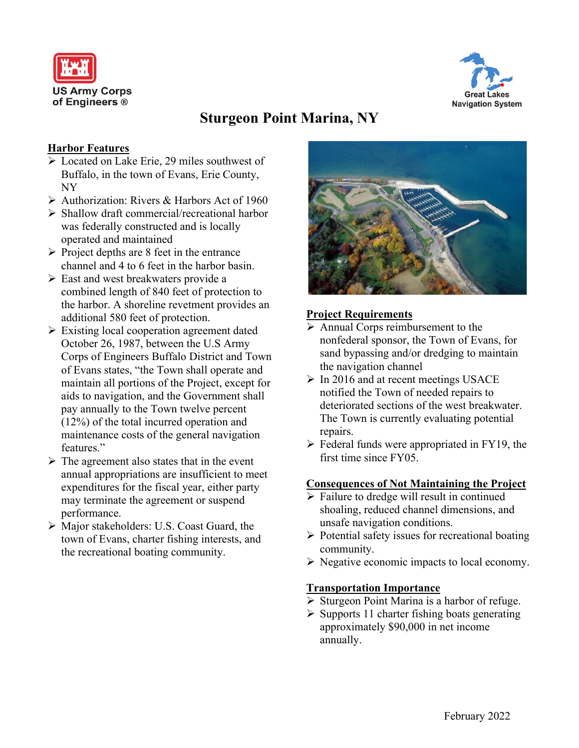US Army Corps of Engineers ®

Great Lakes Navigation System

# Sturgeon Point Marina, NY

## Harbor Features

- Located on Lake Erie, 29 miles southwest of Buffalo, in the town of Evans, Erie County, NY
- Authorization: Rivers & Harbors Act of 1960
- Shallow draft commercial/recreational harbor was federally constructed and is locally operated and maintained
- Project depths are 8 feet in the entrance channel and 4 to 6 feet in the harbor basin.
- East and west breakwaters provide a combined length of 840 feet of protection to the harbor. A shoreline revetment provides an additional 580 feet of protection.
- Existing local cooperation agreement dated October 26, 1987, between the U.S Army Corps of Engineers Buffalo District and Town of Evans states, "the Town shall operate and maintain all portions of the Project, except for aids to navigation, and the Government shall pay annually to the Town twelve percent (12%) of the total incurred operation and maintenance costs of the general navigation features."
- The agreement also states that in the event annual appropriations are insufficient to meet expenditures for the fiscal year, either party may terminate the agreement or suspend performance.
- Major stakeholders: U.S. Coast Guard, the town of Evans, charter fishing interests, and the recreational boating community.

## Project Requirements

- Annual Corps reimbursement to the nonfederal sponsor, the Town of Evans, for sand bypassing and/or dredging to maintain the navigation channel
- In 2016 and at recent meetings USACE notified the Town of needed repairs to deteriorated sections of the west breakwater. The Town is currently evaluating potential repairs.
- Federal funds were appropriated in FY19, the first time since FY05.

## Consequences of Not Maintaining the Project

- Failure to dredge will result in continued shoaling, reduced channel dimensions, and unsafe navigation conditions.
- Potential safety issues for recreational boating community.
- Negative economic impacts to local economy.

## Transportation Importance

- Sturgeon Point Marina is a harbor of refuge.
- Supports 11 charter fishing boats generating approximately $90,000 in net income annually.

February 2022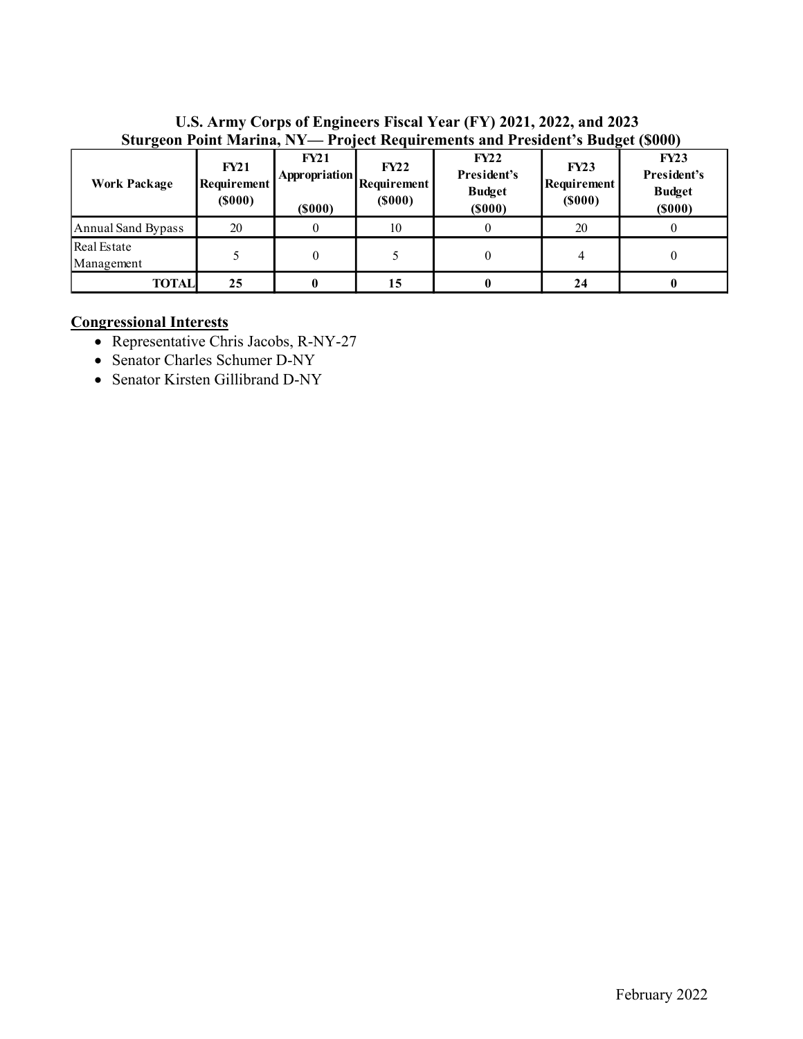**U.S. Army Corps of Engineers Fiscal Year (FY) 2021, 2022, and 2023**
**Sturgeon Point Marina, NY— Project Requirements and President's Budget ($000)**

| Work Package | FY21 Requirement ($000) | FY21 Appropriation ($000) | FY22 Requirement ($000) | FY22 President's Budget ($000) | FY23 Requirement ($000) | FY23 President's Budget ($000) |
|---|---|---|---|---|---|---|
| Annual Sand Bypass | 20 | 0 | 10 | 0 | 20 | 0 |
| Real Estate Management | 5 | 0 | 5 | 0 | 4 | 0 |
| **TOTAL** | **25** | **0** | **15** | **0** | **24** | **0** |

**Congressional Interests**

- Representative Chris Jacobs, R-NY-27
- Senator Charles Schumer D-NY
- Senator Kirsten Gillibrand D-NY

February 2022